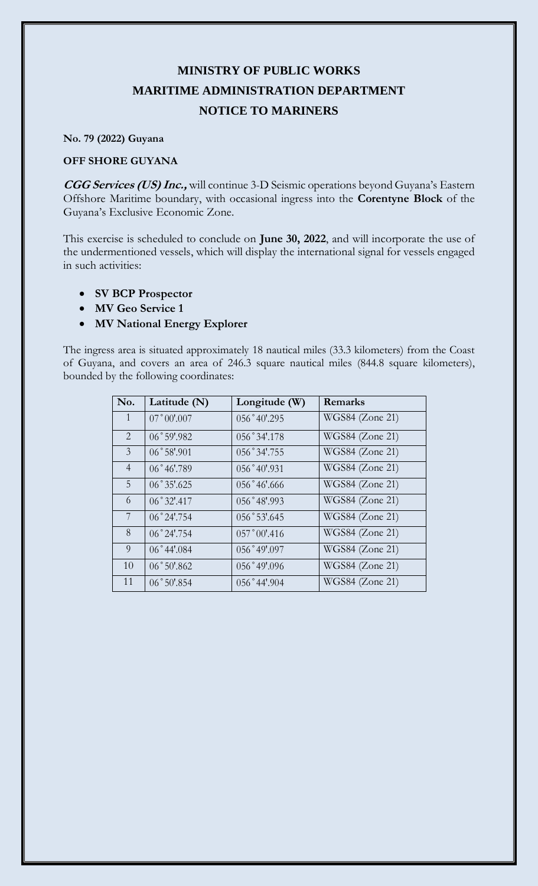# MINISTRY OF PUBLIC WORKS
# MARITIME ADMINISTRATION DEPARTMENT
# NOTICE TO MARINERS

**No. 79 (2022) Guyana**

**OFF SHORE GUYANA**

***CGG Services (US) Inc.,*** will continue 3-D Seismic operations beyond Guyana's Eastern Offshore Maritime boundary, with occasional ingress into the **Corentyne Block** of the Guyana's Exclusive Economic Zone.

This exercise is scheduled to conclude on **June 30, 2022**, and will incorporate the use of the undermentioned vessels, which will display the international signal for vessels engaged in such activities:

- **SV BCP Prospector**
- **MV Geo Service 1**
- **MV National Energy Explorer**

The ingress area is situated approximately 18 nautical miles (33.3 kilometers) from the Coast of Guyana, and covers an area of 246.3 square nautical miles (844.8 square kilometers), bounded by the following coordinates:

| No. | Latitude (N) | Longitude (W) | Remarks |
|---|---|---|---|
| 1 | 07˚00'.007 | 056˚40'.295 | WGS84 (Zone 21) |
| 2 | 06˚59'.982 | 056˚34'.178 | WGS84 (Zone 21) |
| 3 | 06˚58'.901 | 056˚34'.755 | WGS84 (Zone 21) |
| 4 | 06˚46'.789 | 056˚40'.931 | WGS84 (Zone 21) |
| 5 | 06˚35'.625 | 056˚46'.666 | WGS84 (Zone 21) |
| 6 | 06˚32'.417 | 056˚48'.993 | WGS84 (Zone 21) |
| 7 | 06˚24'.754 | 056˚53'.645 | WGS84 (Zone 21) |
| 8 | 06˚24'.754 | 057˚00'.416 | WGS84 (Zone 21) |
| 9 | 06˚44'.084 | 056˚49'.097 | WGS84 (Zone 21) |
| 10 | 06˚50'.862 | 056˚49'.096 | WGS84 (Zone 21) |
| 11 | 06˚50'.854 | 056˚44'.904 | WGS84 (Zone 21) |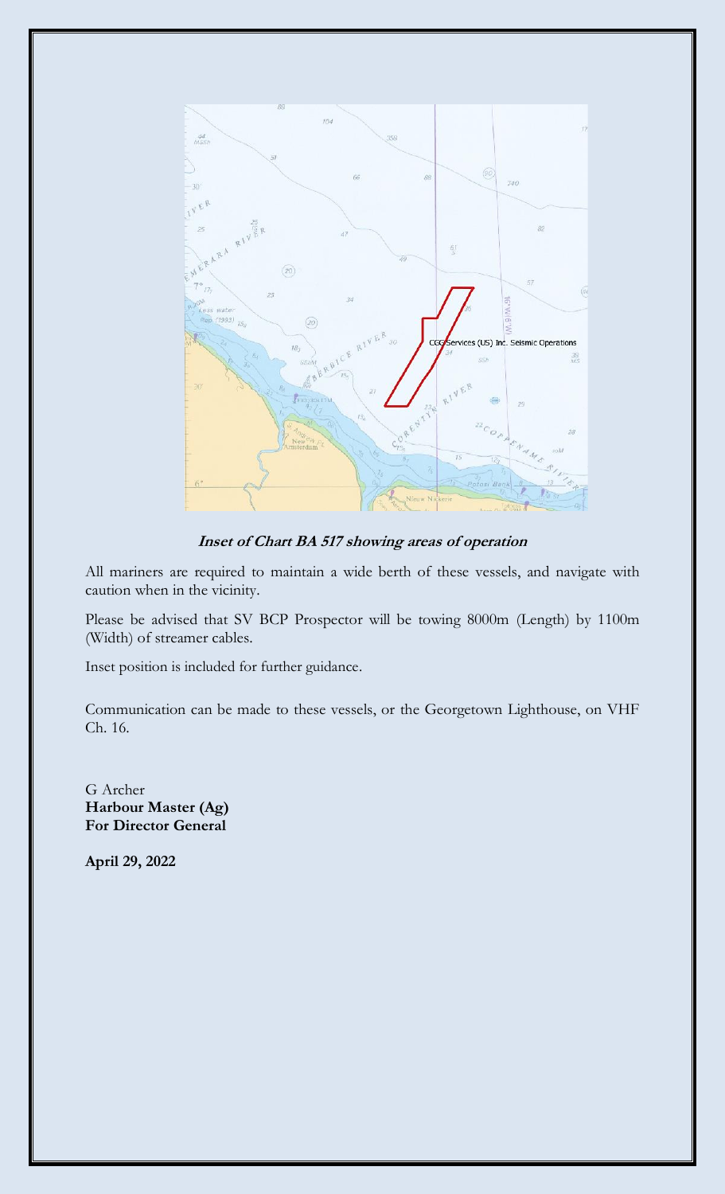*Inset of Chart BA 517 showing areas of operation*

All mariners are required to maintain a wide berth of these vessels, and navigate with caution when in the vicinity.

Please be advised that SV BCP Prospector will be towing 8000m (Length) by 1100m (Width) of streamer cables.

Inset position is included for further guidance.

Communication can be made to these vessels, or the Georgetown Lighthouse, on VHF Ch. 16.

G Archer
**Harbour Master (Ag)**
**For Director General**

**April 29, 2022**